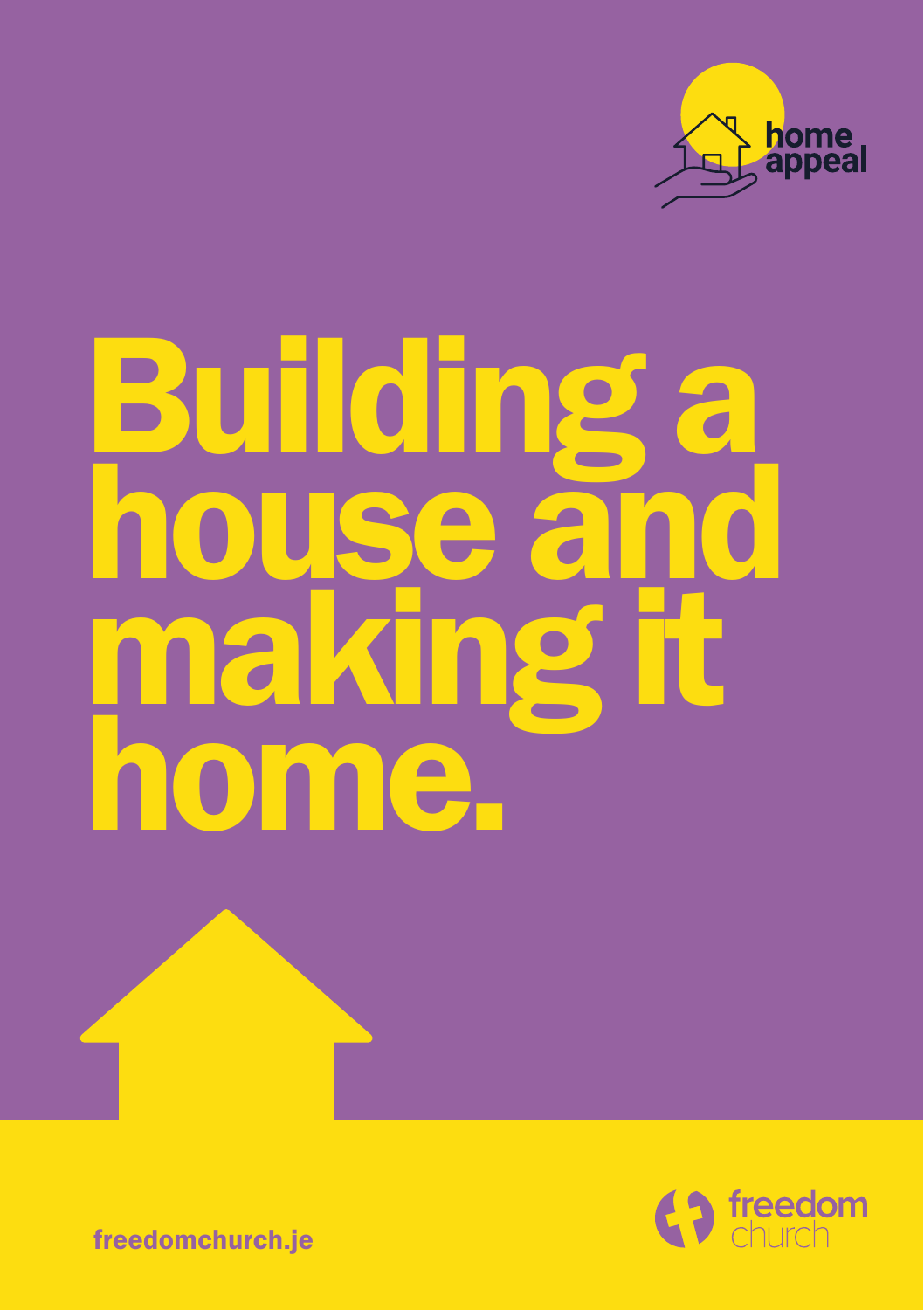home appeal

# Building a house and making it home.

freedomchurch.je

freedom church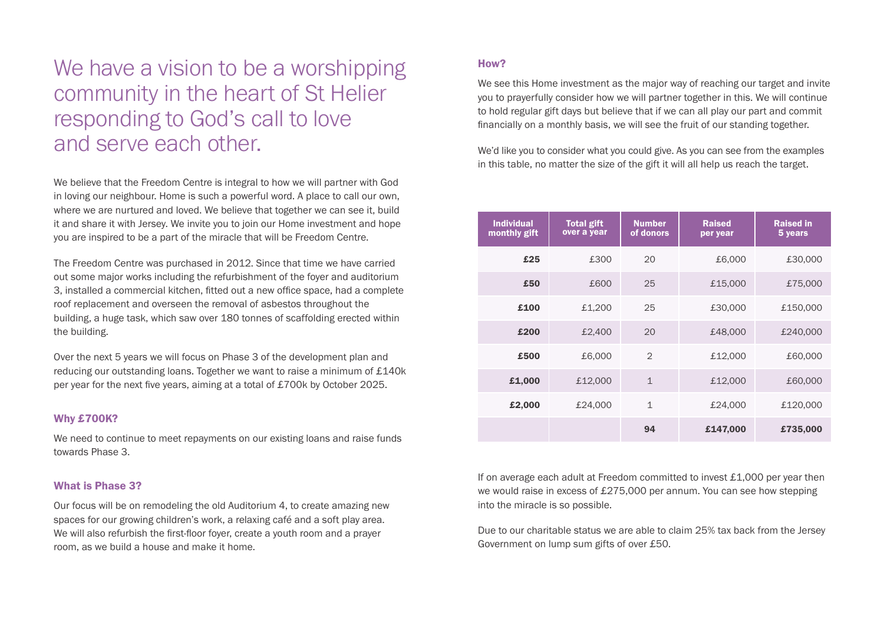# We have a vision to be a worshipping community in the heart of St Helier responding to God's call to love and serve each other.

We believe that the Freedom Centre is integral to how we will partner with God in loving our neighbour. Home is such a powerful word. A place to call our own, where we are nurtured and loved. We believe that together we can see it, build it and share it with Jersey. We invite you to join our Home investment and hope you are inspired to be a part of the miracle that will be Freedom Centre.

The Freedom Centre was purchased in 2012. Since that time we have carried out some major works including the refurbishment of the foyer and auditorium 3, installed a commercial kitchen, fitted out a new office space, had a complete roof replacement and overseen the removal of asbestos throughout the building, a huge task, which saw over 180 tonnes of scaffolding erected within the building.

Over the next 5 years we will focus on Phase 3 of the development plan and reducing our outstanding loans. Together we want to raise a minimum of £140k per year for the next five years, aiming at a total of £700k by October 2025.

### Why £700K?

We need to continue to meet repayments on our existing loans and raise funds towards Phase 3.

### What is Phase 3?

Our focus will be on remodeling the old Auditorium 4, to create amazing new spaces for our growing children's work, a relaxing café and a soft play area. We will also refurbish the first-floor foyer, create a youth room and a prayer room, as we build a house and make it home.

### How?

We see this Home investment as the major way of reaching our target and invite you to prayerfully consider how we will partner together in this. We will continue to hold regular gift days but believe that if we can all play our part and commit financially on a monthly basis, we will see the fruit of our standing together.

We'd like you to consider what you could give. As you can see from the examples in this table, no matter the size of the gift it will all help us reach the target.

| Individual monthly gift | Total gift over a year | Number of donors | Raised per year | Raised in 5 years |
|---|---|---|---|---|
| **£25** | £300 | 20 | £6,000 | £30,000 |
| **£50** | £600 | 25 | £15,000 | £75,000 |
| **£100** | £1,200 | 25 | £30,000 | £150,000 |
| **£200** | £2,400 | 20 | £48,000 | £240,000 |
| **£500** | £6,000 | 2 | £12,000 | £60,000 |
| **£1,000** | £12,000 | 1 | £12,000 | £60,000 |
| **£2,000** | £24,000 | 1 | £24,000 | £120,000 |
| | | **94** | **£147,000** | **£735,000** |

If on average each adult at Freedom committed to invest £1,000 per year then we would raise in excess of £275,000 per annum. You can see how stepping into the miracle is so possible.

Due to our charitable status we are able to claim 25% tax back from the Jersey Government on lump sum gifts of over £50.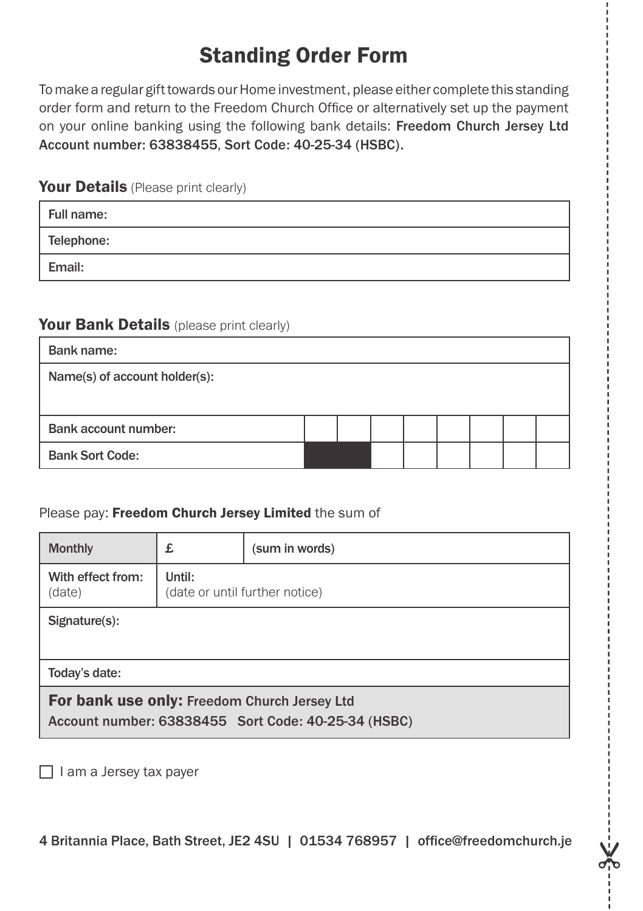# Standing Order Form

To make a regular gift towards our Home investment, please either complete this standing order form and return to the Freedom Church Office or alternatively set up the payment on your online banking using the following bank details: Freedom Church Jersey Ltd Account number: 63838455, Sort Code: 40-25-34 (HSBC).

**Your Details** (Please print clearly)

| |
|---|
| Full name: |
| Telephone: |
| Email: |

**Your Bank Details** (please print clearly)

| | | | | | | | | |
|---|---|---|---|---|---|---|---|---|
| Bank name: | | | | | | | | |
| Name(s) of account holder(s): | | | | | | | | |
| Bank account number: | | | | | | | | |
| Bank Sort Code: | | | | | | | | |

Please pay: **Freedom Church Jersey Limited** the sum of

| | | |
|---|---|---|
| Monthly | £ | (sum in words) |
| With effect from: (date) | Until: (date or until further notice) | |
| Signature(s): | | |
| Today's date: | | |
| **For bank use only:** Freedom Church Jersey Ltd Account number: 63838455 Sort Code: 40-25-34 (HSBC) | | |

☐ I am a Jersey tax payer

4 Britannia Place, Bath Street, JE2 4SU | 01534 768957 | office@freedomchurch.je